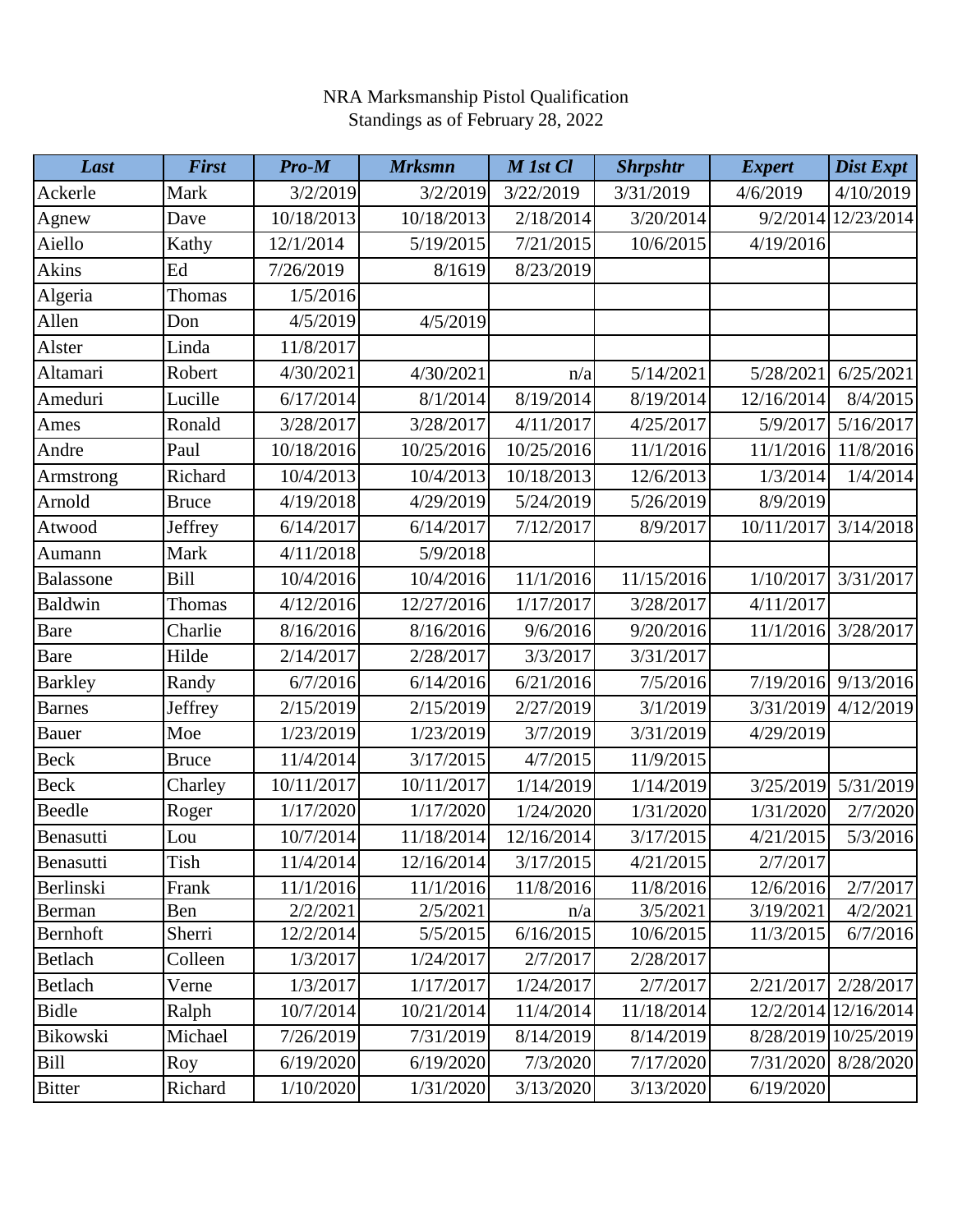NRA Marksmanship Pistol Qualification
Standings as of February 28, 2022

| ***Last*** | ***First*** | ***Pro-M*** | ***Mrksmn*** | ***M 1st Cl*** | ***Shrpshtr*** | ***Expert*** | ***Dist Expt*** |
|---|---|---|---|---|---|---|---|
| Ackerle | Mark | 3/2/2019 | 3/2/2019 | 3/22/2019 | 3/31/2019 | 4/6/2019 | 4/10/2019 |
| Agnew | Dave | 10/18/2013 | 10/18/2013 | 2/18/2014 | 3/20/2014 | 9/2/2014 | 12/23/2014 |
| Aiello | Kathy | 12/1/2014 | 5/19/2015 | 7/21/2015 | 10/6/2015 | 4/19/2016 | |
| Akins | Ed | 7/26/2019 | 8/1619 | 8/23/2019 | | | |
| Algeria | Thomas | 1/5/2016 | | | | | |
| Allen | Don | 4/5/2019 | 4/5/2019 | | | | |
| Alster | Linda | 11/8/2017 | | | | | |
| Altamari | Robert | 4/30/2021 | 4/30/2021 | n/a | 5/14/2021 | 5/28/2021 | 6/25/2021 |
| Ameduri | Lucille | 6/17/2014 | 8/1/2014 | 8/19/2014 | 8/19/2014 | 12/16/2014 | 8/4/2015 |
| Ames | Ronald | 3/28/2017 | 3/28/2017 | 4/11/2017 | 4/25/2017 | 5/9/2017 | 5/16/2017 |
| Andre | Paul | 10/18/2016 | 10/25/2016 | 10/25/2016 | 11/1/2016 | 11/1/2016 | 11/8/2016 |
| Armstrong | Richard | 10/4/2013 | 10/4/2013 | 10/18/2013 | 12/6/2013 | 1/3/2014 | 1/4/2014 |
| Arnold | Bruce | 4/19/2018 | 4/29/2019 | 5/24/2019 | 5/26/2019 | 8/9/2019 | |
| Atwood | Jeffrey | 6/14/2017 | 6/14/2017 | 7/12/2017 | 8/9/2017 | 10/11/2017 | 3/14/2018 |
| Aumann | Mark | 4/11/2018 | 5/9/2018 | | | | |
| Balassone | Bill | 10/4/2016 | 10/4/2016 | 11/1/2016 | 11/15/2016 | 1/10/2017 | 3/31/2017 |
| Baldwin | Thomas | 4/12/2016 | 12/27/2016 | 1/17/2017 | 3/28/2017 | 4/11/2017 | |
| Bare | Charlie | 8/16/2016 | 8/16/2016 | 9/6/2016 | 9/20/2016 | 11/1/2016 | 3/28/2017 |
| Bare | Hilde | 2/14/2017 | 2/28/2017 | 3/3/2017 | 3/31/2017 | | |
| Barkley | Randy | 6/7/2016 | 6/14/2016 | 6/21/2016 | 7/5/2016 | 7/19/2016 | 9/13/2016 |
| Barnes | Jeffrey | 2/15/2019 | 2/15/2019 | 2/27/2019 | 3/1/2019 | 3/31/2019 | 4/12/2019 |
| Bauer | Moe | 1/23/2019 | 1/23/2019 | 3/7/2019 | 3/31/2019 | 4/29/2019 | |
| Beck | Bruce | 11/4/2014 | 3/17/2015 | 4/7/2015 | 11/9/2015 | | |
| Beck | Charley | 10/11/2017 | 10/11/2017 | 1/14/2019 | 1/14/2019 | 3/25/2019 | 5/31/2019 |
| Beedle | Roger | 1/17/2020 | 1/17/2020 | 1/24/2020 | 1/31/2020 | 1/31/2020 | 2/7/2020 |
| Benasutti | Lou | 10/7/2014 | 11/18/2014 | 12/16/2014 | 3/17/2015 | 4/21/2015 | 5/3/2016 |
| Benasutti | Tish | 11/4/2014 | 12/16/2014 | 3/17/2015 | 4/21/2015 | 2/7/2017 | |
| Berlinski | Frank | 11/1/2016 | 11/1/2016 | 11/8/2016 | 11/8/2016 | 12/6/2016 | 2/7/2017 |
| Berman | Ben | 2/2/2021 | 2/5/2021 | n/a | 3/5/2021 | 3/19/2021 | 4/2/2021 |
| Bernhoft | Sherri | 12/2/2014 | 5/5/2015 | 6/16/2015 | 10/6/2015 | 11/3/2015 | 6/7/2016 |
| Betlach | Colleen | 1/3/2017 | 1/24/2017 | 2/7/2017 | 2/28/2017 | | |
| Betlach | Verne | 1/3/2017 | 1/17/2017 | 1/24/2017 | 2/7/2017 | 2/21/2017 | 2/28/2017 |
| Bidle | Ralph | 10/7/2014 | 10/21/2014 | 11/4/2014 | 11/18/2014 | 12/2/2014 | 12/16/2014 |
| Bikowski | Michael | 7/26/2019 | 7/31/2019 | 8/14/2019 | 8/14/2019 | 8/28/2019 | 10/25/2019 |
| Bill | Roy | 6/19/2020 | 6/19/2020 | 7/3/2020 | 7/17/2020 | 7/31/2020 | 8/28/2020 |
| Bitter | Richard | 1/10/2020 | 1/31/2020 | 3/13/2020 | 3/13/2020 | 6/19/2020 | |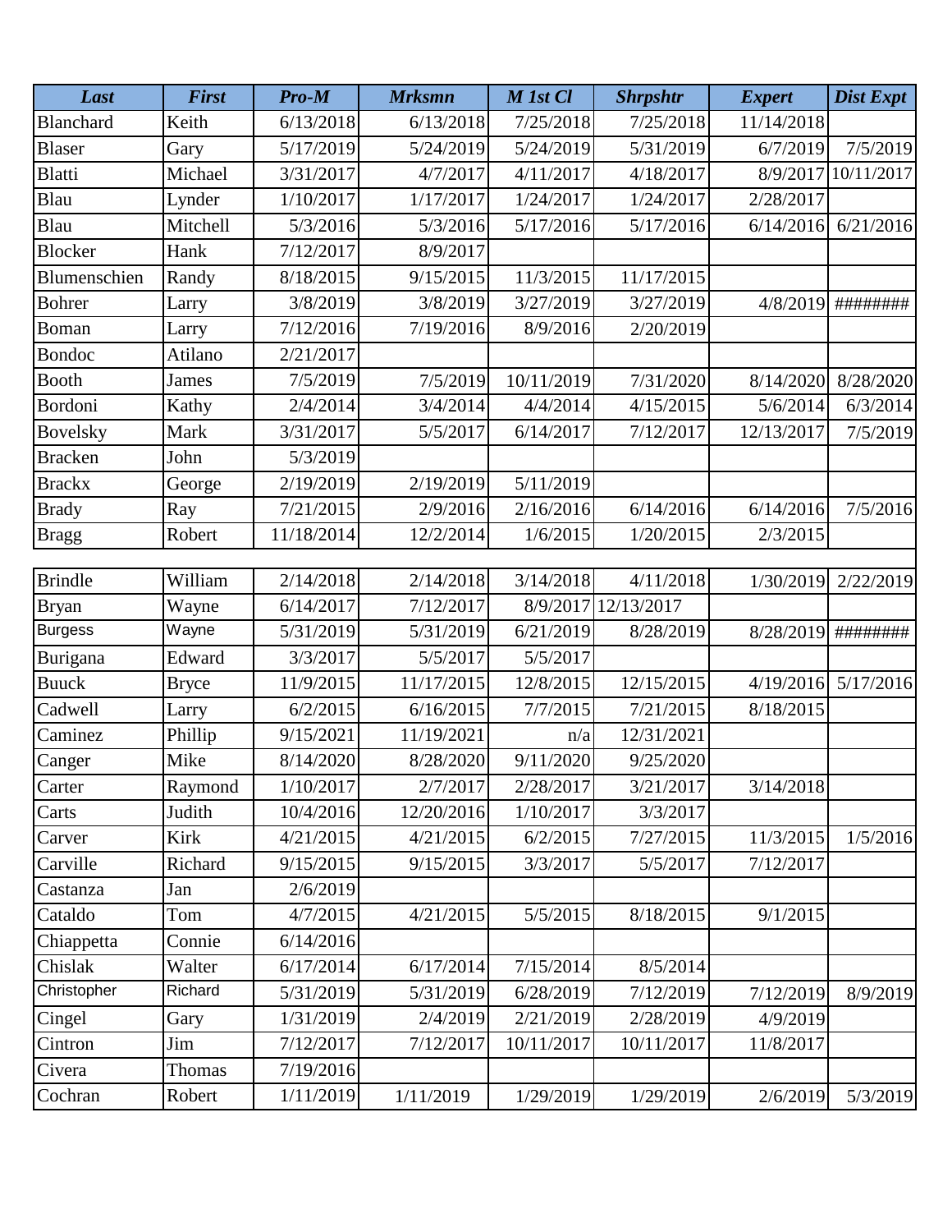| Last | First | Pro-M | Mrksmn | M 1st Cl | Shrpshtr | Expert | Dist Expt |
|---|---|---|---|---|---|---|---|
| Blanchard | Keith | 6/13/2018 | 6/13/2018 | 7/25/2018 | 7/25/2018 | 11/14/2018 | |
| Blaser | Gary | 5/17/2019 | 5/24/2019 | 5/24/2019 | 5/31/2019 | 6/7/2019 | 7/5/2019 |
| Blatti | Michael | 3/31/2017 | 4/7/2017 | 4/11/2017 | 4/18/2017 | 8/9/2017 | 10/11/2017 |
| Blau | Lynder | 1/10/2017 | 1/17/2017 | 1/24/2017 | 1/24/2017 | 2/28/2017 | |
| Blau | Mitchell | 5/3/2016 | 5/3/2016 | 5/17/2016 | 5/17/2016 | 6/14/2016 | 6/21/2016 |
| Blocker | Hank | 7/12/2017 | 8/9/2017 | | | | |
| Blumenschien | Randy | 8/18/2015 | 9/15/2015 | 11/3/2015 | 11/17/2015 | | |
| Bohrer | Larry | 3/8/2019 | 3/8/2019 | 3/27/2019 | 3/27/2019 | 4/8/2019 | ######## |
| Boman | Larry | 7/12/2016 | 7/19/2016 | 8/9/2016 | 2/20/2019 | | |
| Bondoc | Atilano | 2/21/2017 | | | | | |
| Booth | James | 7/5/2019 | 7/5/2019 | 10/11/2019 | 7/31/2020 | 8/14/2020 | 8/28/2020 |
| Bordoni | Kathy | 2/4/2014 | 3/4/2014 | 4/4/2014 | 4/15/2015 | 5/6/2014 | 6/3/2014 |
| Bovelsky | Mark | 3/31/2017 | 5/5/2017 | 6/14/2017 | 7/12/2017 | 12/13/2017 | 7/5/2019 |
| Bracken | John | 5/3/2019 | | | | | |
| Brackx | George | 2/19/2019 | 2/19/2019 | 5/11/2019 | | | |
| Brady | Ray | 7/21/2015 | 2/9/2016 | 2/16/2016 | 6/14/2016 | 6/14/2016 | 7/5/2016 |
| Bragg | Robert | 11/18/2014 | 12/2/2014 | 1/6/2015 | 1/20/2015 | 2/3/2015 | |
| | | | | | | | |
| Brindle | William | 2/14/2018 | 2/14/2018 | 3/14/2018 | 4/11/2018 | 1/30/2019 | 2/22/2019 |
| Bryan | Wayne | 6/14/2017 | 7/12/2017 | 8/9/2017 | 12/13/2017 | | |
| Burgess | Wayne | 5/31/2019 | 5/31/2019 | 6/21/2019 | 8/28/2019 | 8/28/2019 | ######## |
| Burigana | Edward | 3/3/2017 | 5/5/2017 | 5/5/2017 | | | |
| Buuck | Bryce | 11/9/2015 | 11/17/2015 | 12/8/2015 | 12/15/2015 | 4/19/2016 | 5/17/2016 |
| Cadwell | Larry | 6/2/2015 | 6/16/2015 | 7/7/2015 | 7/21/2015 | 8/18/2015 | |
| Caminez | Phillip | 9/15/2021 | 11/19/2021 | n/a | 12/31/2021 | | |
| Canger | Mike | 8/14/2020 | 8/28/2020 | 9/11/2020 | 9/25/2020 | | |
| Carter | Raymond | 1/10/2017 | 2/7/2017 | 2/28/2017 | 3/21/2017 | 3/14/2018 | |
| Carts | Judith | 10/4/2016 | 12/20/2016 | 1/10/2017 | 3/3/2017 | | |
| Carver | Kirk | 4/21/2015 | 4/21/2015 | 6/2/2015 | 7/27/2015 | 11/3/2015 | 1/5/2016 |
| Carville | Richard | 9/15/2015 | 9/15/2015 | 3/3/2017 | 5/5/2017 | 7/12/2017 | |
| Castanza | Jan | 2/6/2019 | | | | | |
| Cataldo | Tom | 4/7/2015 | 4/21/2015 | 5/5/2015 | 8/18/2015 | 9/1/2015 | |
| Chiappetta | Connie | 6/14/2016 | | | | | |
| Chislak | Walter | 6/17/2014 | 6/17/2014 | 7/15/2014 | 8/5/2014 | | |
| Christopher | Richard | 5/31/2019 | 5/31/2019 | 6/28/2019 | 7/12/2019 | 7/12/2019 | 8/9/2019 |
| Cingel | Gary | 1/31/2019 | 2/4/2019 | 2/21/2019 | 2/28/2019 | 4/9/2019 | |
| Cintron | Jim | 7/12/2017 | 7/12/2017 | 10/11/2017 | 10/11/2017 | 11/8/2017 | |
| Civera | Thomas | 7/19/2016 | | | | | |
| Cochran | Robert | 1/11/2019 | 1/11/2019 | 1/29/2019 | 1/29/2019 | 2/6/2019 | 5/3/2019 |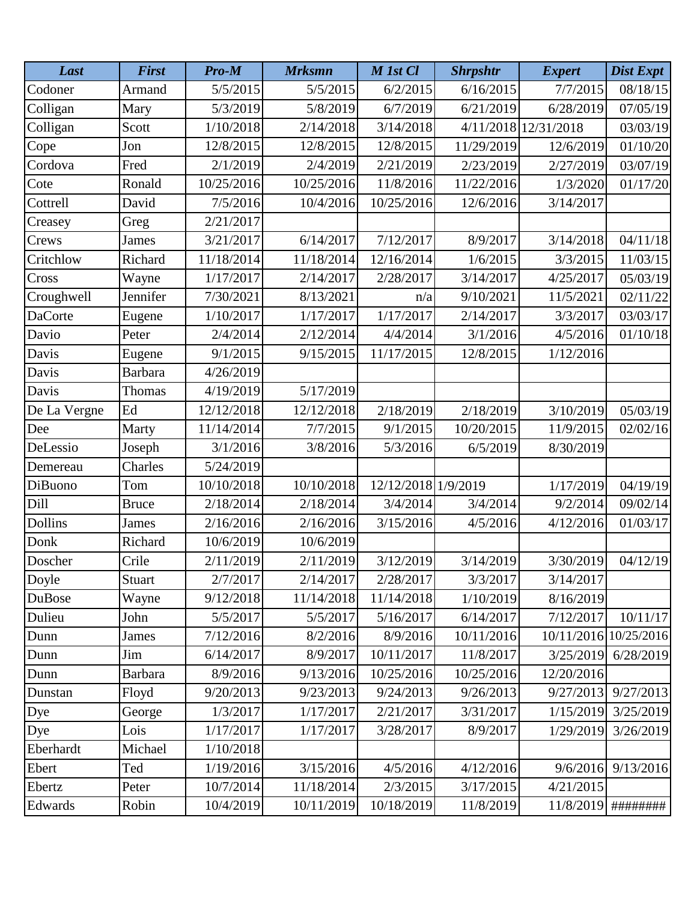| *Last* | *First* | *Pro-M* | *Mrksmn* | *M 1st Cl* | *Shrpshtr* | *Expert* | *Dist Expt* |
|---|---|---|---|---|---|---|---|
| Codoner | Armand | 5/5/2015 | 5/5/2015 | 6/2/2015 | 6/16/2015 | 7/7/2015 | 08/18/15 |
| Colligan | Mary | 5/3/2019 | 5/8/2019 | 6/7/2019 | 6/21/2019 | 6/28/2019 | 07/05/19 |
| Colligan | Scott | 1/10/2018 | 2/14/2018 | 3/14/2018 | 4/11/2018 | 12/31/2018 | 03/03/19 |
| Cope | Jon | 12/8/2015 | 12/8/2015 | 12/8/2015 | 11/29/2019 | 12/6/2019 | 01/10/20 |
| Cordova | Fred | 2/1/2019 | 2/4/2019 | 2/21/2019 | 2/23/2019 | 2/27/2019 | 03/07/19 |
| Cote | Ronald | 10/25/2016 | 10/25/2016 | 11/8/2016 | 11/22/2016 | 1/3/2020 | 01/17/20 |
| Cottrell | David | 7/5/2016 | 10/4/2016 | 10/25/2016 | 12/6/2016 | 3/14/2017 | |
| Creasey | Greg | 2/21/2017 | | | | | |
| Crews | James | 3/21/2017 | 6/14/2017 | 7/12/2017 | 8/9/2017 | 3/14/2018 | 04/11/18 |
| Critchlow | Richard | 11/18/2014 | 11/18/2014 | 12/16/2014 | 1/6/2015 | 3/3/2015 | 11/03/15 |
| Cross | Wayne | 1/17/2017 | 2/14/2017 | 2/28/2017 | 3/14/2017 | 4/25/2017 | 05/03/19 |
| Croughwell | Jennifer | 7/30/2021 | 8/13/2021 | n/a | 9/10/2021 | 11/5/2021 | 02/11/22 |
| DaCorte | Eugene | 1/10/2017 | 1/17/2017 | 1/17/2017 | 2/14/2017 | 3/3/2017 | 03/03/17 |
| Davio | Peter | 2/4/2014 | 2/12/2014 | 4/4/2014 | 3/1/2016 | 4/5/2016 | 01/10/18 |
| Davis | Eugene | 9/1/2015 | 9/15/2015 | 11/17/2015 | 12/8/2015 | 1/12/2016 | |
| Davis | Barbara | 4/26/2019 | | | | | |
| Davis | Thomas | 4/19/2019 | 5/17/2019 | | | | |
| De La Vergne | Ed | 12/12/2018 | 12/12/2018 | 2/18/2019 | 2/18/2019 | 3/10/2019 | 05/03/19 |
| Dee | Marty | 11/14/2014 | 7/7/2015 | 9/1/2015 | 10/20/2015 | 11/9/2015 | 02/02/16 |
| DeLessio | Joseph | 3/1/2016 | 3/8/2016 | 5/3/2016 | 6/5/2019 | 8/30/2019 | |
| Demereau | Charles | 5/24/2019 | | | | | |
| DiBuono | Tom | 10/10/2018 | 10/10/2018 | 12/12/2018 | 1/9/2019 | 1/17/2019 | 04/19/19 |
| Dill | Bruce | 2/18/2014 | 2/18/2014 | 3/4/2014 | 3/4/2014 | 9/2/2014 | 09/02/14 |
| Dollins | James | 2/16/2016 | 2/16/2016 | 3/15/2016 | 4/5/2016 | 4/12/2016 | 01/03/17 |
| Donk | Richard | 10/6/2019 | 10/6/2019 | | | | |
| Doscher | Crile | 2/11/2019 | 2/11/2019 | 3/12/2019 | 3/14/2019 | 3/30/2019 | 04/12/19 |
| Doyle | Stuart | 2/7/2017 | 2/14/2017 | 2/28/2017 | 3/3/2017 | 3/14/2017 | |
| DuBose | Wayne | 9/12/2018 | 11/14/2018 | 11/14/2018 | 1/10/2019 | 8/16/2019 | |
| Dulieu | John | 5/5/2017 | 5/5/2017 | 5/16/2017 | 6/14/2017 | 7/12/2017 | 10/11/17 |
| Dunn | James | 7/12/2016 | 8/2/2016 | 8/9/2016 | 10/11/2016 | 10/11/2016 | 10/25/2016 |
| Dunn | Jim | 6/14/2017 | 8/9/2017 | 10/11/2017 | 11/8/2017 | 3/25/2019 | 6/28/2019 |
| Dunn | Barbara | 8/9/2016 | 9/13/2016 | 10/25/2016 | 10/25/2016 | 12/20/2016 | |
| Dunstan | Floyd | 9/20/2013 | 9/23/2013 | 9/24/2013 | 9/26/2013 | 9/27/2013 | 9/27/2013 |
| Dye | George | 1/3/2017 | 1/17/2017 | 2/21/2017 | 3/31/2017 | 1/15/2019 | 3/25/2019 |
| Dye | Lois | 1/17/2017 | 1/17/2017 | 3/28/2017 | 8/9/2017 | 1/29/2019 | 3/26/2019 |
| Eberhardt | Michael | 1/10/2018 | | | | | |
| Ebert | Ted | 1/19/2016 | 3/15/2016 | 4/5/2016 | 4/12/2016 | 9/6/2016 | 9/13/2016 |
| Ebertz | Peter | 10/7/2014 | 11/18/2014 | 2/3/2015 | 3/17/2015 | 4/21/2015 | |
| Edwards | Robin | 10/4/2019 | 10/11/2019 | 10/18/2019 | 11/8/2019 | 11/8/2019 | ######## |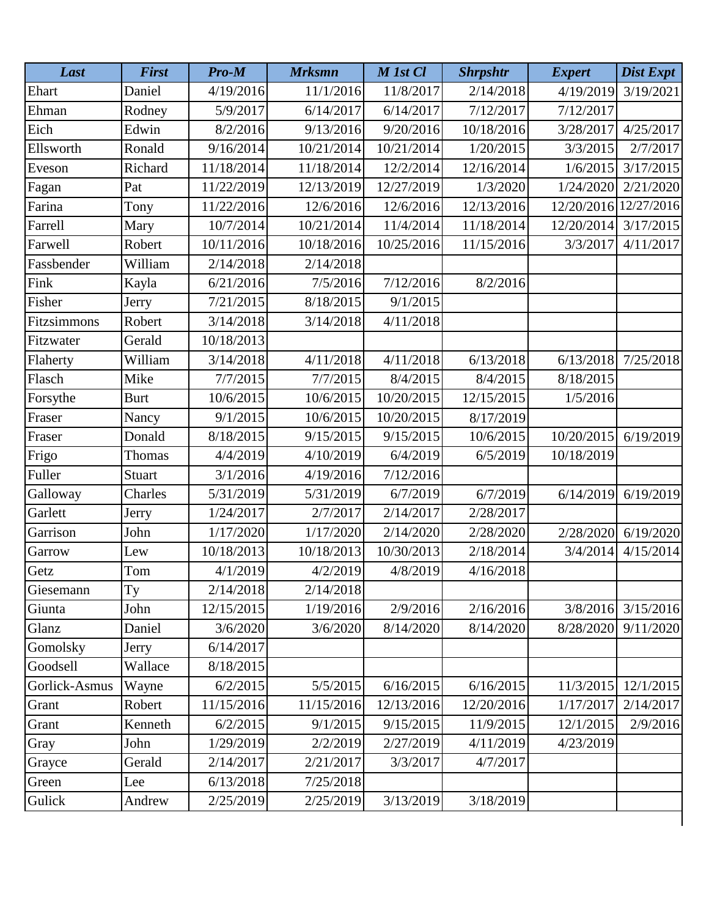| Last | First | Pro-M | Mrksmn | M 1st Cl | Shrpshtr | Expert | Dist Expt |
|---|---|---|---|---|---|---|---|
| Ehart | Daniel | 4/19/2016 | 11/1/2016 | 11/8/2017 | 2/14/2018 | 4/19/2019 | 3/19/2021 |
| Ehman | Rodney | 5/9/2017 | 6/14/2017 | 6/14/2017 | 7/12/2017 | 7/12/2017 | |
| Eich | Edwin | 8/2/2016 | 9/13/2016 | 9/20/2016 | 10/18/2016 | 3/28/2017 | 4/25/2017 |
| Ellsworth | Ronald | 9/16/2014 | 10/21/2014 | 10/21/2014 | 1/20/2015 | 3/3/2015 | 2/7/2017 |
| Eveson | Richard | 11/18/2014 | 11/18/2014 | 12/2/2014 | 12/16/2014 | 1/6/2015 | 3/17/2015 |
| Fagan | Pat | 11/22/2019 | 12/13/2019 | 12/27/2019 | 1/3/2020 | 1/24/2020 | 2/21/2020 |
| Farina | Tony | 11/22/2016 | 12/6/2016 | 12/6/2016 | 12/13/2016 | 12/20/2016 | 12/27/2016 |
| Farrell | Mary | 10/7/2014 | 10/21/2014 | 11/4/2014 | 11/18/2014 | 12/20/2014 | 3/17/2015 |
| Farwell | Robert | 10/11/2016 | 10/18/2016 | 10/25/2016 | 11/15/2016 | 3/3/2017 | 4/11/2017 |
| Fassbender | William | 2/14/2018 | 2/14/2018 | | | | |
| Fink | Kayla | 6/21/2016 | 7/5/2016 | 7/12/2016 | 8/2/2016 | | |
| Fisher | Jerry | 7/21/2015 | 8/18/2015 | 9/1/2015 | | | |
| Fitzsimmons | Robert | 3/14/2018 | 3/14/2018 | 4/11/2018 | | | |
| Fitzwater | Gerald | 10/18/2013 | | | | | |
| Flaherty | William | 3/14/2018 | 4/11/2018 | 4/11/2018 | 6/13/2018 | 6/13/2018 | 7/25/2018 |
| Flasch | Mike | 7/7/2015 | 7/7/2015 | 8/4/2015 | 8/4/2015 | 8/18/2015 | |
| Forsythe | Burt | 10/6/2015 | 10/6/2015 | 10/20/2015 | 12/15/2015 | 1/5/2016 | |
| Fraser | Nancy | 9/1/2015 | 10/6/2015 | 10/20/2015 | 8/17/2019 | | |
| Fraser | Donald | 8/18/2015 | 9/15/2015 | 9/15/2015 | 10/6/2015 | 10/20/2015 | 6/19/2019 |
| Frigo | Thomas | 4/4/2019 | 4/10/2019 | 6/4/2019 | 6/5/2019 | 10/18/2019 | |
| Fuller | Stuart | 3/1/2016 | 4/19/2016 | 7/12/2016 | | | |
| Galloway | Charles | 5/31/2019 | 5/31/2019 | 6/7/2019 | 6/7/2019 | 6/14/2019 | 6/19/2019 |
| Garlett | Jerry | 1/24/2017 | 2/7/2017 | 2/14/2017 | 2/28/2017 | | |
| Garrison | John | 1/17/2020 | 1/17/2020 | 2/14/2020 | 2/28/2020 | 2/28/2020 | 6/19/2020 |
| Garrow | Lew | 10/18/2013 | 10/18/2013 | 10/30/2013 | 2/18/2014 | 3/4/2014 | 4/15/2014 |
| Getz | Tom | 4/1/2019 | 4/2/2019 | 4/8/2019 | 4/16/2018 | | |
| Giesemann | Ty | 2/14/2018 | 2/14/2018 | | | | |
| Giunta | John | 12/15/2015 | 1/19/2016 | 2/9/2016 | 2/16/2016 | 3/8/2016 | 3/15/2016 |
| Glanz | Daniel | 3/6/2020 | 3/6/2020 | 8/14/2020 | 8/14/2020 | 8/28/2020 | 9/11/2020 |
| Gomolsky | Jerry | 6/14/2017 | | | | | |
| Goodsell | Wallace | 8/18/2015 | | | | | |
| Gorlick-Asmus | Wayne | 6/2/2015 | 5/5/2015 | 6/16/2015 | 6/16/2015 | 11/3/2015 | 12/1/2015 |
| Grant | Robert | 11/15/2016 | 11/15/2016 | 12/13/2016 | 12/20/2016 | 1/17/2017 | 2/14/2017 |
| Grant | Kenneth | 6/2/2015 | 9/1/2015 | 9/15/2015 | 11/9/2015 | 12/1/2015 | 2/9/2016 |
| Gray | John | 1/29/2019 | 2/2/2019 | 2/27/2019 | 4/11/2019 | 4/23/2019 | |
| Grayce | Gerald | 2/14/2017 | 2/21/2017 | 3/3/2017 | 4/7/2017 | | |
| Green | Lee | 6/13/2018 | 7/25/2018 | | | | |
| Gulick | Andrew | 2/25/2019 | 2/25/2019 | 3/13/2019 | 3/18/2019 | | |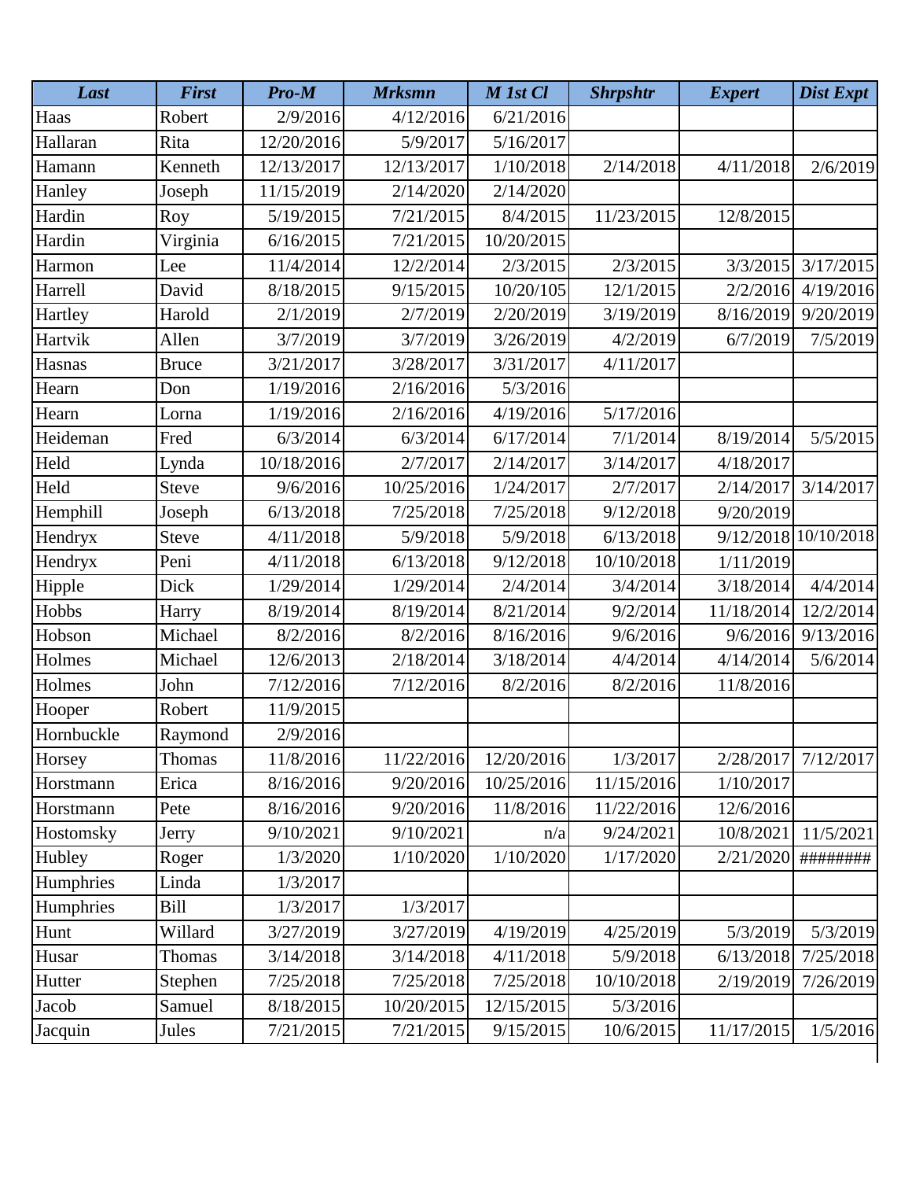| *Last* | *First* | *Pro-M* | *Mrksmn* | *M 1st Cl* | *Shrpshtr* | *Expert* | *Dist Expt* |
|---|---|---|---|---|---|---|---|
| Haas | Robert | 2/9/2016 | 4/12/2016 | 6/21/2016 | | | |
| Hallaran | Rita | 12/20/2016 | 5/9/2017 | 5/16/2017 | | | |
| Hamann | Kenneth | 12/13/2017 | 12/13/2017 | 1/10/2018 | 2/14/2018 | 4/11/2018 | 2/6/2019 |
| Hanley | Joseph | 11/15/2019 | 2/14/2020 | 2/14/2020 | | | |
| Hardin | Roy | 5/19/2015 | 7/21/2015 | 8/4/2015 | 11/23/2015 | 12/8/2015 | |
| Hardin | Virginia | 6/16/2015 | 7/21/2015 | 10/20/2015 | | | |
| Harmon | Lee | 11/4/2014 | 12/2/2014 | 2/3/2015 | 2/3/2015 | 3/3/2015 | 3/17/2015 |
| Harrell | David | 8/18/2015 | 9/15/2015 | 10/20/105 | 12/1/2015 | 2/2/2016 | 4/19/2016 |
| Hartley | Harold | 2/1/2019 | 2/7/2019 | 2/20/2019 | 3/19/2019 | 8/16/2019 | 9/20/2019 |
| Hartvik | Allen | 3/7/2019 | 3/7/2019 | 3/26/2019 | 4/2/2019 | 6/7/2019 | 7/5/2019 |
| Hasnas | Bruce | 3/21/2017 | 3/28/2017 | 3/31/2017 | 4/11/2017 | | |
| Hearn | Don | 1/19/2016 | 2/16/2016 | 5/3/2016 | | | |
| Hearn | Lorna | 1/19/2016 | 2/16/2016 | 4/19/2016 | 5/17/2016 | | |
| Heideman | Fred | 6/3/2014 | 6/3/2014 | 6/17/2014 | 7/1/2014 | 8/19/2014 | 5/5/2015 |
| Held | Lynda | 10/18/2016 | 2/7/2017 | 2/14/2017 | 3/14/2017 | 4/18/2017 | |
| Held | Steve | 9/6/2016 | 10/25/2016 | 1/24/2017 | 2/7/2017 | 2/14/2017 | 3/14/2017 |
| Hemphill | Joseph | 6/13/2018 | 7/25/2018 | 7/25/2018 | 9/12/2018 | 9/20/2019 | |
| Hendryx | Steve | 4/11/2018 | 5/9/2018 | 5/9/2018 | 6/13/2018 | 9/12/2018 | 10/10/2018 |
| Hendryx | Peni | 4/11/2018 | 6/13/2018 | 9/12/2018 | 10/10/2018 | 1/11/2019 | |
| Hipple | Dick | 1/29/2014 | 1/29/2014 | 2/4/2014 | 3/4/2014 | 3/18/2014 | 4/4/2014 |
| Hobbs | Harry | 8/19/2014 | 8/19/2014 | 8/21/2014 | 9/2/2014 | 11/18/2014 | 12/2/2014 |
| Hobson | Michael | 8/2/2016 | 8/2/2016 | 8/16/2016 | 9/6/2016 | 9/6/2016 | 9/13/2016 |
| Holmes | Michael | 12/6/2013 | 2/18/2014 | 3/18/2014 | 4/4/2014 | 4/14/2014 | 5/6/2014 |
| Holmes | John | 7/12/2016 | 7/12/2016 | 8/2/2016 | 8/2/2016 | 11/8/2016 | |
| Hooper | Robert | 11/9/2015 | | | | | |
| Hornbuckle | Raymond | 2/9/2016 | | | | | |
| Horsey | Thomas | 11/8/2016 | 11/22/2016 | 12/20/2016 | 1/3/2017 | 2/28/2017 | 7/12/2017 |
| Horstmann | Erica | 8/16/2016 | 9/20/2016 | 10/25/2016 | 11/15/2016 | 1/10/2017 | |
| Horstmann | Pete | 8/16/2016 | 9/20/2016 | 11/8/2016 | 11/22/2016 | 12/6/2016 | |
| Hostomsky | Jerry | 9/10/2021 | 9/10/2021 | n/a | 9/24/2021 | 10/8/2021 | 11/5/2021 |
| Hubley | Roger | 1/3/2020 | 1/10/2020 | 1/10/2020 | 1/17/2020 | 2/21/2020 | ######## |
| Humphries | Linda | 1/3/2017 | | | | | |
| Humphries | Bill | 1/3/2017 | 1/3/2017 | | | | |
| Hunt | Willard | 3/27/2019 | 3/27/2019 | 4/19/2019 | 4/25/2019 | 5/3/2019 | 5/3/2019 |
| Husar | Thomas | 3/14/2018 | 3/14/2018 | 4/11/2018 | 5/9/2018 | 6/13/2018 | 7/25/2018 |
| Hutter | Stephen | 7/25/2018 | 7/25/2018 | 7/25/2018 | 10/10/2018 | 2/19/2019 | 7/26/2019 |
| Jacob | Samuel | 8/18/2015 | 10/20/2015 | 12/15/2015 | 5/3/2016 | | |
| Jacquin | Jules | 7/21/2015 | 7/21/2015 | 9/15/2015 | 10/6/2015 | 11/17/2015 | 1/5/2016 |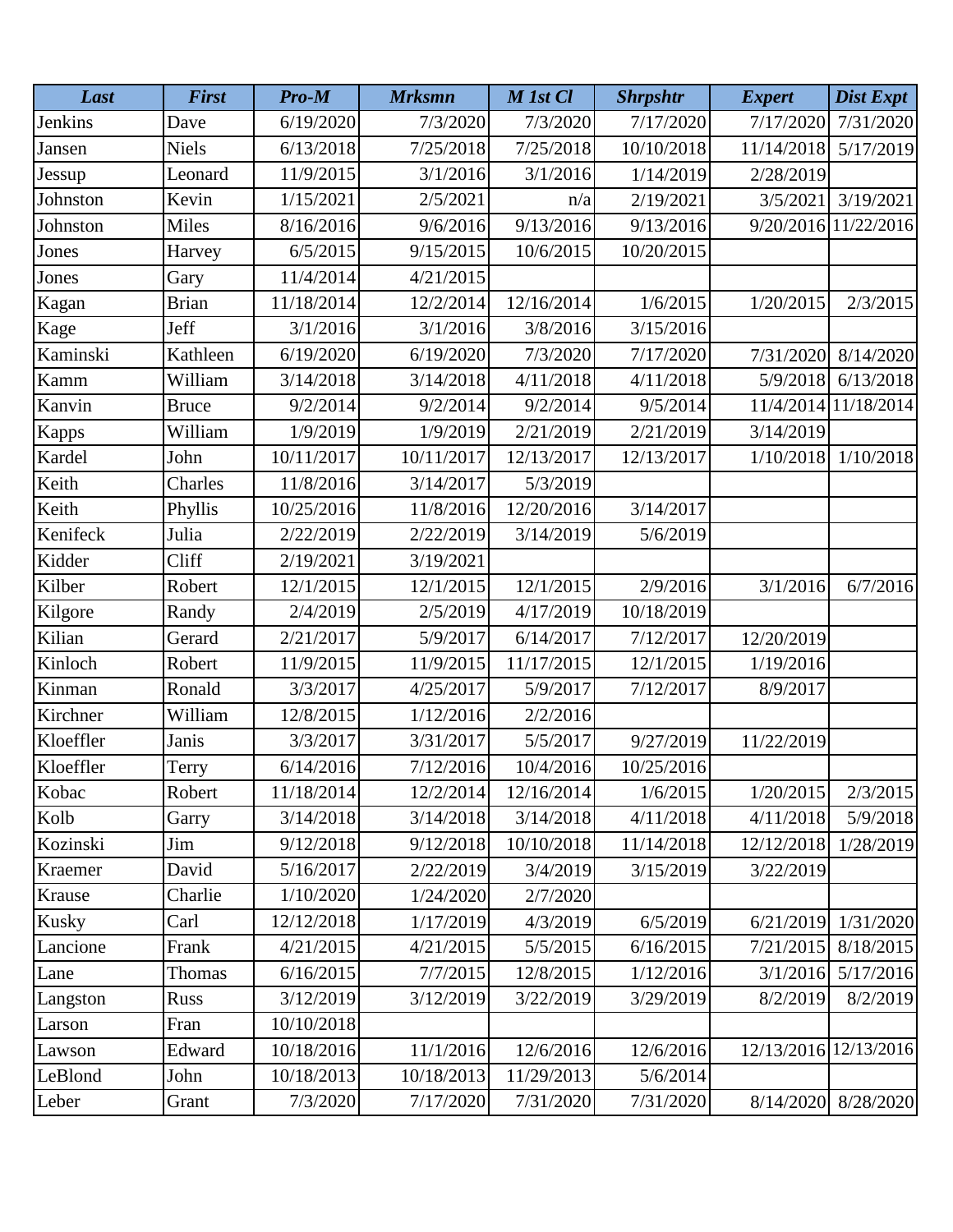| *Last* | *First* | *Pro-M* | *Mrksmn* | *M 1st Cl* | *Shrpshtr* | *Expert* | *Dist Expt* |
|---|---|---|---|---|---|---|---|
| Jenkins | Dave | 6/19/2020 | 7/3/2020 | 7/3/2020 | 7/17/2020 | 7/17/2020 | 7/31/2020 |
| Jansen | Niels | 6/13/2018 | 7/25/2018 | 7/25/2018 | 10/10/2018 | 11/14/2018 | 5/17/2019 |
| Jessup | Leonard | 11/9/2015 | 3/1/2016 | 3/1/2016 | 1/14/2019 | 2/28/2019 | |
| Johnston | Kevin | 1/15/2021 | 2/5/2021 | n/a | 2/19/2021 | 3/5/2021 | 3/19/2021 |
| Johnston | Miles | 8/16/2016 | 9/6/2016 | 9/13/2016 | 9/13/2016 | 9/20/2016 | 11/22/2016 |
| Jones | Harvey | 6/5/2015 | 9/15/2015 | 10/6/2015 | 10/20/2015 | | |
| Jones | Gary | 11/4/2014 | 4/21/2015 | | | | |
| Kagan | Brian | 11/18/2014 | 12/2/2014 | 12/16/2014 | 1/6/2015 | 1/20/2015 | 2/3/2015 |
| Kage | Jeff | 3/1/2016 | 3/1/2016 | 3/8/2016 | 3/15/2016 | | |
| Kaminski | Kathleen | 6/19/2020 | 6/19/2020 | 7/3/2020 | 7/17/2020 | 7/31/2020 | 8/14/2020 |
| Kamm | William | 3/14/2018 | 3/14/2018 | 4/11/2018 | 4/11/2018 | 5/9/2018 | 6/13/2018 |
| Kanvin | Bruce | 9/2/2014 | 9/2/2014 | 9/2/2014 | 9/5/2014 | 11/4/2014 | 11/18/2014 |
| Kapps | William | 1/9/2019 | 1/9/2019 | 2/21/2019 | 2/21/2019 | 3/14/2019 | |
| Kardel | John | 10/11/2017 | 10/11/2017 | 12/13/2017 | 12/13/2017 | 1/10/2018 | 1/10/2018 |
| Keith | Charles | 11/8/2016 | 3/14/2017 | 5/3/2019 | | | |
| Keith | Phyllis | 10/25/2016 | 11/8/2016 | 12/20/2016 | 3/14/2017 | | |
| Kenifeck | Julia | 2/22/2019 | 2/22/2019 | 3/14/2019 | 5/6/2019 | | |
| Kidder | Cliff | 2/19/2021 | 3/19/2021 | | | | |
| Kilber | Robert | 12/1/2015 | 12/1/2015 | 12/1/2015 | 2/9/2016 | 3/1/2016 | 6/7/2016 |
| Kilgore | Randy | 2/4/2019 | 2/5/2019 | 4/17/2019 | 10/18/2019 | | |
| Kilian | Gerard | 2/21/2017 | 5/9/2017 | 6/14/2017 | 7/12/2017 | 12/20/2019 | |
| Kinloch | Robert | 11/9/2015 | 11/9/2015 | 11/17/2015 | 12/1/2015 | 1/19/2016 | |
| Kinman | Ronald | 3/3/2017 | 4/25/2017 | 5/9/2017 | 7/12/2017 | 8/9/2017 | |
| Kirchner | William | 12/8/2015 | 1/12/2016 | 2/2/2016 | | | |
| Kloeffler | Janis | 3/3/2017 | 3/31/2017 | 5/5/2017 | 9/27/2019 | 11/22/2019 | |
| Kloeffler | Terry | 6/14/2016 | 7/12/2016 | 10/4/2016 | 10/25/2016 | | |
| Kobac | Robert | 11/18/2014 | 12/2/2014 | 12/16/2014 | 1/6/2015 | 1/20/2015 | 2/3/2015 |
| Kolb | Garry | 3/14/2018 | 3/14/2018 | 3/14/2018 | 4/11/2018 | 4/11/2018 | 5/9/2018 |
| Kozinski | Jim | 9/12/2018 | 9/12/2018 | 10/10/2018 | 11/14/2018 | 12/12/2018 | 1/28/2019 |
| Kraemer | David | 5/16/2017 | 2/22/2019 | 3/4/2019 | 3/15/2019 | 3/22/2019 | |
| Krause | Charlie | 1/10/2020 | 1/24/2020 | 2/7/2020 | | | |
| Kusky | Carl | 12/12/2018 | 1/17/2019 | 4/3/2019 | 6/5/2019 | 6/21/2019 | 1/31/2020 |
| Lancione | Frank | 4/21/2015 | 4/21/2015 | 5/5/2015 | 6/16/2015 | 7/21/2015 | 8/18/2015 |
| Lane | Thomas | 6/16/2015 | 7/7/2015 | 12/8/2015 | 1/12/2016 | 3/1/2016 | 5/17/2016 |
| Langston | Russ | 3/12/2019 | 3/12/2019 | 3/22/2019 | 3/29/2019 | 8/2/2019 | 8/2/2019 |
| Larson | Fran | 10/10/2018 | | | | | |
| Lawson | Edward | 10/18/2016 | 11/1/2016 | 12/6/2016 | 12/6/2016 | 12/13/2016 | 12/13/2016 |
| LeBlond | John | 10/18/2013 | 10/18/2013 | 11/29/2013 | 5/6/2014 | | |
| Leber | Grant | 7/3/2020 | 7/17/2020 | 7/31/2020 | 7/31/2020 | 8/14/2020 | 8/28/2020 |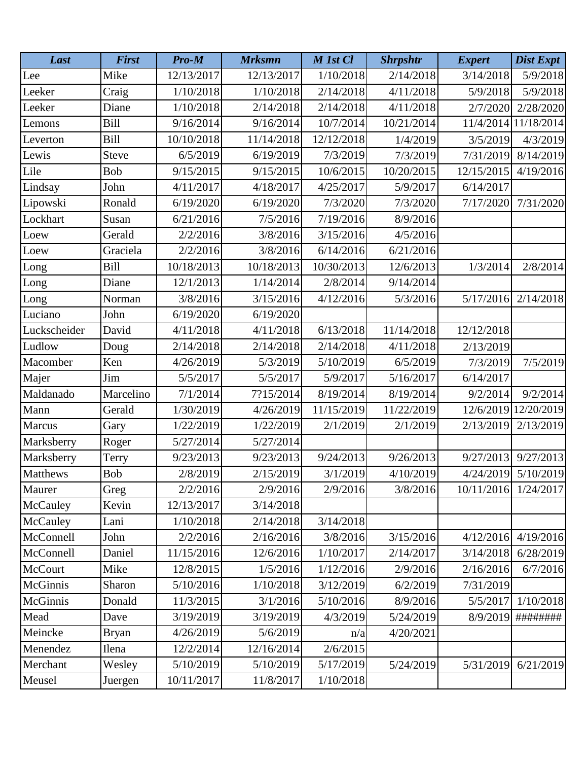| Last | First | Pro-M | Mrksmn | M 1st Cl | Shrpshtr | Expert | Dist Expt |
|---|---|---|---|---|---|---|---|
| Lee | Mike | 12/13/2017 | 12/13/2017 | 1/10/2018 | 2/14/2018 | 3/14/2018 | 5/9/2018 |
| Leeker | Craig | 1/10/2018 | 1/10/2018 | 2/14/2018 | 4/11/2018 | 5/9/2018 | 5/9/2018 |
| Leeker | Diane | 1/10/2018 | 2/14/2018 | 2/14/2018 | 4/11/2018 | 2/7/2020 | 2/28/2020 |
| Lemons | Bill | 9/16/2014 | 9/16/2014 | 10/7/2014 | 10/21/2014 | 11/4/2014 | 11/18/2014 |
| Leverton | Bill | 10/10/2018 | 11/14/2018 | 12/12/2018 | 1/4/2019 | 3/5/2019 | 4/3/2019 |
| Lewis | Steve | 6/5/2019 | 6/19/2019 | 7/3/2019 | 7/3/2019 | 7/31/2019 | 8/14/2019 |
| Lile | Bob | 9/15/2015 | 9/15/2015 | 10/6/2015 | 10/20/2015 | 12/15/2015 | 4/19/2016 |
| Lindsay | John | 4/11/2017 | 4/18/2017 | 4/25/2017 | 5/9/2017 | 6/14/2017 | |
| Lipowski | Ronald | 6/19/2020 | 6/19/2020 | 7/3/2020 | 7/3/2020 | 7/17/2020 | 7/31/2020 |
| Lockhart | Susan | 6/21/2016 | 7/5/2016 | 7/19/2016 | 8/9/2016 | | |
| Loew | Gerald | 2/2/2016 | 3/8/2016 | 3/15/2016 | 4/5/2016 | | |
| Loew | Graciela | 2/2/2016 | 3/8/2016 | 6/14/2016 | 6/21/2016 | | |
| Long | Bill | 10/18/2013 | 10/18/2013 | 10/30/2013 | 12/6/2013 | 1/3/2014 | 2/8/2014 |
| Long | Diane | 12/1/2013 | 1/14/2014 | 2/8/2014 | 9/14/2014 | | |
| Long | Norman | 3/8/2016 | 3/15/2016 | 4/12/2016 | 5/3/2016 | 5/17/2016 | 2/14/2018 |
| Luciano | John | 6/19/2020 | 6/19/2020 | | | | |
| Luckscheider | David | 4/11/2018 | 4/11/2018 | 6/13/2018 | 11/14/2018 | 12/12/2018 | |
| Ludlow | Doug | 2/14/2018 | 2/14/2018 | 2/14/2018 | 4/11/2018 | 2/13/2019 | |
| Macomber | Ken | 4/26/2019 | 5/3/2019 | 5/10/2019 | 6/5/2019 | 7/3/2019 | 7/5/2019 |
| Majer | Jim | 5/5/2017 | 5/5/2017 | 5/9/2017 | 5/16/2017 | 6/14/2017 | |
| Maldanado | Marcelino | 7/1/2014 | 7?15/2014 | 8/19/2014 | 8/19/2014 | 9/2/2014 | 9/2/2014 |
| Mann | Gerald | 1/30/2019 | 4/26/2019 | 11/15/2019 | 11/22/2019 | 12/6/2019 | 12/20/2019 |
| Marcus | Gary | 1/22/2019 | 1/22/2019 | 2/1/2019 | 2/1/2019 | 2/13/2019 | 2/13/2019 |
| Marksberry | Roger | 5/27/2014 | 5/27/2014 | | | | |
| Marksberry | Terry | 9/23/2013 | 9/23/2013 | 9/24/2013 | 9/26/2013 | 9/27/2013 | 9/27/2013 |
| Matthews | Bob | 2/8/2019 | 2/15/2019 | 3/1/2019 | 4/10/2019 | 4/24/2019 | 5/10/2019 |
| Maurer | Greg | 2/2/2016 | 2/9/2016 | 2/9/2016 | 3/8/2016 | 10/11/2016 | 1/24/2017 |
| McCauley | Kevin | 12/13/2017 | 3/14/2018 | | | | |
| McCauley | Lani | 1/10/2018 | 2/14/2018 | 3/14/2018 | | | |
| McConnell | John | 2/2/2016 | 2/16/2016 | 3/8/2016 | 3/15/2016 | 4/12/2016 | 4/19/2016 |
| McConnell | Daniel | 11/15/2016 | 12/6/2016 | 1/10/2017 | 2/14/2017 | 3/14/2018 | 6/28/2019 |
| McCourt | Mike | 12/8/2015 | 1/5/2016 | 1/12/2016 | 2/9/2016 | 2/16/2016 | 6/7/2016 |
| McGinnis | Sharon | 5/10/2016 | 1/10/2018 | 3/12/2019 | 6/2/2019 | 7/31/2019 | |
| McGinnis | Donald | 11/3/2015 | 3/1/2016 | 5/10/2016 | 8/9/2016 | 5/5/2017 | 1/10/2018 |
| Mead | Dave | 3/19/2019 | 3/19/2019 | 4/3/2019 | 5/24/2019 | 8/9/2019 | ######## |
| Meincke | Bryan | 4/26/2019 | 5/6/2019 | n/a | 4/20/2021 | | |
| Menendez | Ilena | 12/2/2014 | 12/16/2014 | 2/6/2015 | | | |
| Merchant | Wesley | 5/10/2019 | 5/10/2019 | 5/17/2019 | 5/24/2019 | 5/31/2019 | 6/21/2019 |
| Meusel | Juergen | 10/11/2017 | 11/8/2017 | 1/10/2018 | | | |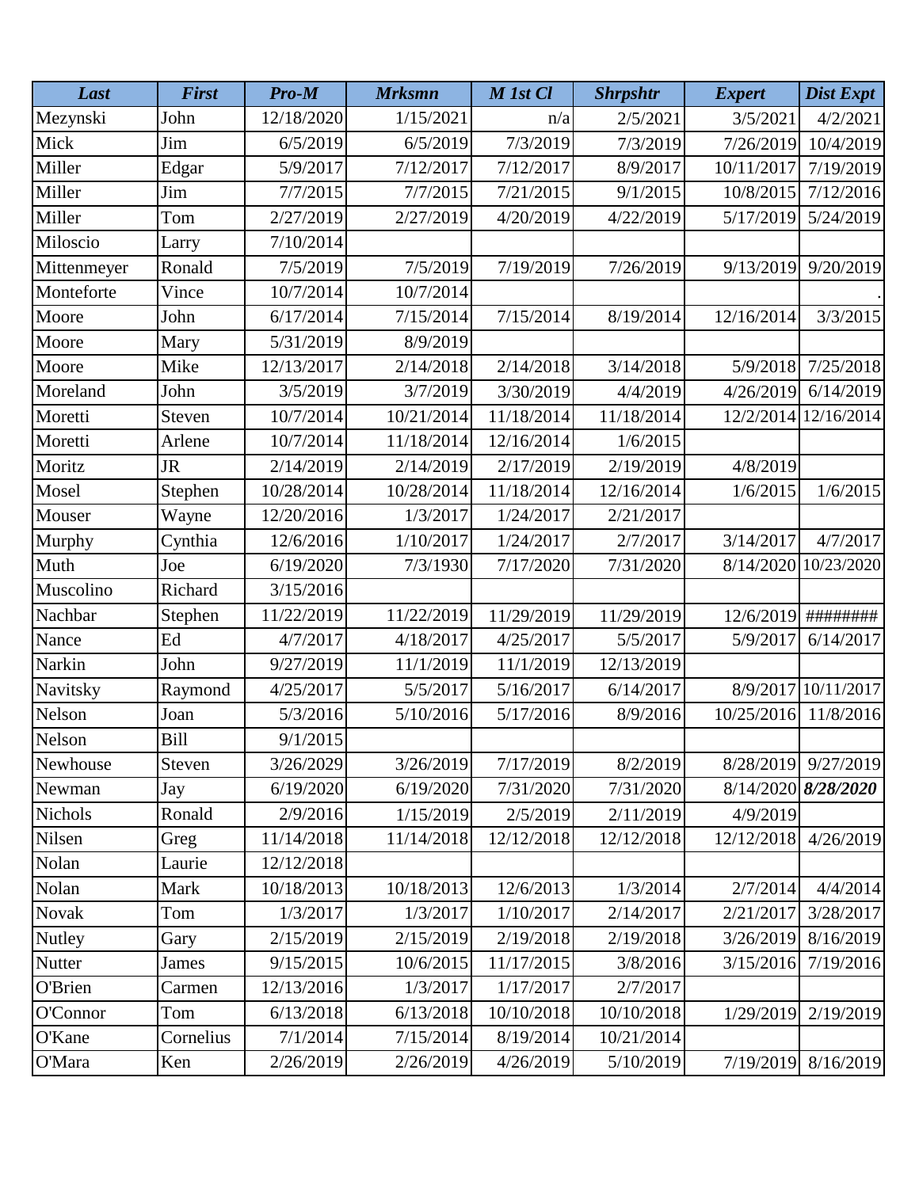| *Last* | *First* | *Pro-M* | *Mrksmn* | *M 1st Cl* | *Shrpshtr* | *Expert* | *Dist Expt* |
|---|---|---|---|---|---|---|---|
| Mezynski | John | 12/18/2020 | 1/15/2021 | n/a | 2/5/2021 | 3/5/2021 | 4/2/2021 |
| Mick | Jim | 6/5/2019 | 6/5/2019 | 7/3/2019 | 7/3/2019 | 7/26/2019 | 10/4/2019 |
| Miller | Edgar | 5/9/2017 | 7/12/2017 | 7/12/2017 | 8/9/2017 | 10/11/2017 | 7/19/2019 |
| Miller | Jim | 7/7/2015 | 7/7/2015 | 7/21/2015 | 9/1/2015 | 10/8/2015 | 7/12/2016 |
| Miller | Tom | 2/27/2019 | 2/27/2019 | 4/20/2019 | 4/22/2019 | 5/17/2019 | 5/24/2019 |
| Miloscio | Larry | 7/10/2014 | | | | | |
| Mittenmeyer | Ronald | 7/5/2019 | 7/5/2019 | 7/19/2019 | 7/26/2019 | 9/13/2019 | 9/20/2019 |
| Monteforte | Vince | 10/7/2014 | 10/7/2014 | | | | . |
| Moore | John | 6/17/2014 | 7/15/2014 | 7/15/2014 | 8/19/2014 | 12/16/2014 | 3/3/2015 |
| Moore | Mary | 5/31/2019 | 8/9/2019 | | | | |
| Moore | Mike | 12/13/2017 | 2/14/2018 | 2/14/2018 | 3/14/2018 | 5/9/2018 | 7/25/2018 |
| Moreland | John | 3/5/2019 | 3/7/2019 | 3/30/2019 | 4/4/2019 | 4/26/2019 | 6/14/2019 |
| Moretti | Steven | 10/7/2014 | 10/21/2014 | 11/18/2014 | 11/18/2014 | 12/2/2014 | 12/16/2014 |
| Moretti | Arlene | 10/7/2014 | 11/18/2014 | 12/16/2014 | 1/6/2015 | | |
| Moritz | JR | 2/14/2019 | 2/14/2019 | 2/17/2019 | 2/19/2019 | 4/8/2019 | |
| Mosel | Stephen | 10/28/2014 | 10/28/2014 | 11/18/2014 | 12/16/2014 | 1/6/2015 | 1/6/2015 |
| Mouser | Wayne | 12/20/2016 | 1/3/2017 | 1/24/2017 | 2/21/2017 | | |
| Murphy | Cynthia | 12/6/2016 | 1/10/2017 | 1/24/2017 | 2/7/2017 | 3/14/2017 | 4/7/2017 |
| Muth | Joe | 6/19/2020 | 7/3/1930 | 7/17/2020 | 7/31/2020 | 8/14/2020 | 10/23/2020 |
| Muscolino | Richard | 3/15/2016 | | | | | |
| Nachbar | Stephen | 11/22/2019 | 11/22/2019 | 11/29/2019 | 11/29/2019 | 12/6/2019 | ######## |
| Nance | Ed | 4/7/2017 | 4/18/2017 | 4/25/2017 | 5/5/2017 | 5/9/2017 | 6/14/2017 |
| Narkin | John | 9/27/2019 | 11/1/2019 | 11/1/2019 | 12/13/2019 | | |
| Navitsky | Raymond | 4/25/2017 | 5/5/2017 | 5/16/2017 | 6/14/2017 | 8/9/2017 | 10/11/2017 |
| Nelson | Joan | 5/3/2016 | 5/10/2016 | 5/17/2016 | 8/9/2016 | 10/25/2016 | 11/8/2016 |
| Nelson | Bill | 9/1/2015 | | | | | |
| Newhouse | Steven | 3/26/2029 | 3/26/2019 | 7/17/2019 | 8/2/2019 | 8/28/2019 | 9/27/2019 |
| Newman | Jay | 6/19/2020 | 6/19/2020 | 7/31/2020 | 7/31/2020 | 8/14/2020 | ***8/28/2020*** |
| Nichols | Ronald | 2/9/2016 | 1/15/2019 | 2/5/2019 | 2/11/2019 | 4/9/2019 | |
| Nilsen | Greg | 11/14/2018 | 11/14/2018 | 12/12/2018 | 12/12/2018 | 12/12/2018 | 4/26/2019 |
| Nolan | Laurie | 12/12/2018 | | | | | |
| Nolan | Mark | 10/18/2013 | 10/18/2013 | 12/6/2013 | 1/3/2014 | 2/7/2014 | 4/4/2014 |
| Novak | Tom | 1/3/2017 | 1/3/2017 | 1/10/2017 | 2/14/2017 | 2/21/2017 | 3/28/2017 |
| Nutley | Gary | 2/15/2019 | 2/15/2019 | 2/19/2018 | 2/19/2018 | 3/26/2019 | 8/16/2019 |
| Nutter | James | 9/15/2015 | 10/6/2015 | 11/17/2015 | 3/8/2016 | 3/15/2016 | 7/19/2016 |
| O'Brien | Carmen | 12/13/2016 | 1/3/2017 | 1/17/2017 | 2/7/2017 | | |
| O'Connor | Tom | 6/13/2018 | 6/13/2018 | 10/10/2018 | 10/10/2018 | 1/29/2019 | 2/19/2019 |
| O'Kane | Cornelius | 7/1/2014 | 7/15/2014 | 8/19/2014 | 10/21/2014 | | |
| O'Mara | Ken | 2/26/2019 | 2/26/2019 | 4/26/2019 | 5/10/2019 | 7/19/2019 | 8/16/2019 |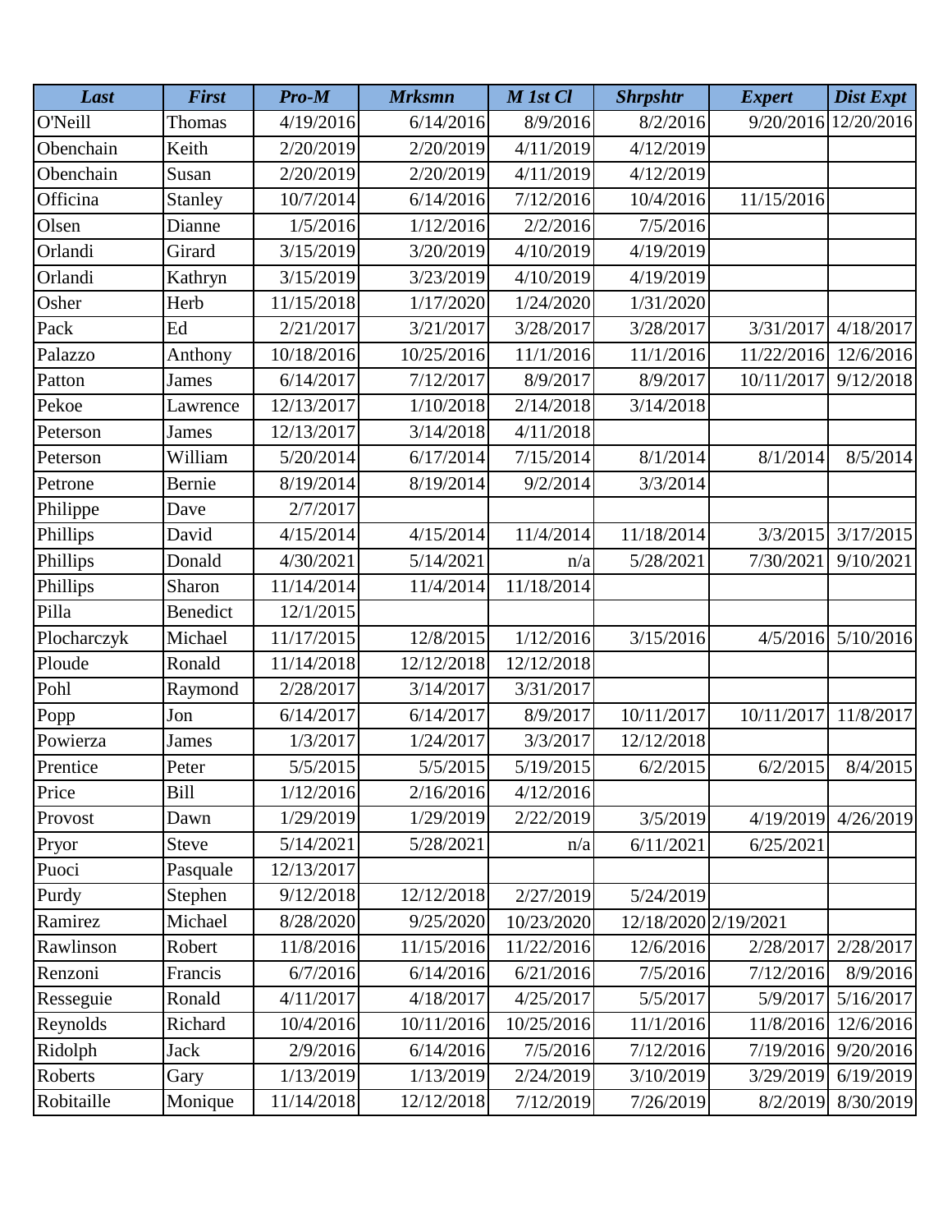| *Last* | *First* | *Pro-M* | *Mrksmn* | *M 1st Cl* | *Shrpshtr* | *Expert* | *Dist Expt* |
|---|---|---|---|---|---|---|---|
| O'Neill | Thomas | 4/19/2016 | 6/14/2016 | 8/9/2016 | 8/2/2016 | 9/20/2016 | 12/20/2016 |
| Obenchain | Keith | 2/20/2019 | 2/20/2019 | 4/11/2019 | 4/12/2019 | | |
| Obenchain | Susan | 2/20/2019 | 2/20/2019 | 4/11/2019 | 4/12/2019 | | |
| Officina | Stanley | 10/7/2014 | 6/14/2016 | 7/12/2016 | 10/4/2016 | 11/15/2016 | |
| Olsen | Dianne | 1/5/2016 | 1/12/2016 | 2/2/2016 | 7/5/2016 | | |
| Orlandi | Girard | 3/15/2019 | 3/20/2019 | 4/10/2019 | 4/19/2019 | | |
| Orlandi | Kathryn | 3/15/2019 | 3/23/2019 | 4/10/2019 | 4/19/2019 | | |
| Osher | Herb | 11/15/2018 | 1/17/2020 | 1/24/2020 | 1/31/2020 | | |
| Pack | Ed | 2/21/2017 | 3/21/2017 | 3/28/2017 | 3/28/2017 | 3/31/2017 | 4/18/2017 |
| Palazzo | Anthony | 10/18/2016 | 10/25/2016 | 11/1/2016 | 11/1/2016 | 11/22/2016 | 12/6/2016 |
| Patton | James | 6/14/2017 | 7/12/2017 | 8/9/2017 | 8/9/2017 | 10/11/2017 | 9/12/2018 |
| Pekoe | Lawrence | 12/13/2017 | 1/10/2018 | 2/14/2018 | 3/14/2018 | | |
| Peterson | James | 12/13/2017 | 3/14/2018 | 4/11/2018 | | | |
| Peterson | William | 5/20/2014 | 6/17/2014 | 7/15/2014 | 8/1/2014 | 8/1/2014 | 8/5/2014 |
| Petrone | Bernie | 8/19/2014 | 8/19/2014 | 9/2/2014 | 3/3/2014 | | |
| Philippe | Dave | 2/7/2017 | | | | | |
| Phillips | David | 4/15/2014 | 4/15/2014 | 11/4/2014 | 11/18/2014 | 3/3/2015 | 3/17/2015 |
| Phillips | Donald | 4/30/2021 | 5/14/2021 | n/a | 5/28/2021 | 7/30/2021 | 9/10/2021 |
| Phillips | Sharon | 11/14/2014 | 11/4/2014 | 11/18/2014 | | | |
| Pilla | Benedict | 12/1/2015 | | | | | |
| Plocharczyk | Michael | 11/17/2015 | 12/8/2015 | 1/12/2016 | 3/15/2016 | 4/5/2016 | 5/10/2016 |
| Ploude | Ronald | 11/14/2018 | 12/12/2018 | 12/12/2018 | | | |
| Pohl | Raymond | 2/28/2017 | 3/14/2017 | 3/31/2017 | | | |
| Popp | Jon | 6/14/2017 | 6/14/2017 | 8/9/2017 | 10/11/2017 | 10/11/2017 | 11/8/2017 |
| Powierza | James | 1/3/2017 | 1/24/2017 | 3/3/2017 | 12/12/2018 | | |
| Prentice | Peter | 5/5/2015 | 5/5/2015 | 5/19/2015 | 6/2/2015 | 6/2/2015 | 8/4/2015 |
| Price | Bill | 1/12/2016 | 2/16/2016 | 4/12/2016 | | | |
| Provost | Dawn | 1/29/2019 | 1/29/2019 | 2/22/2019 | 3/5/2019 | 4/19/2019 | 4/26/2019 |
| Pryor | Steve | 5/14/2021 | 5/28/2021 | n/a | 6/11/2021 | 6/25/2021 | |
| Puoci | Pasquale | 12/13/2017 | | | | | |
| Purdy | Stephen | 9/12/2018 | 12/12/2018 | 2/27/2019 | 5/24/2019 | | |
| Ramirez | Michael | 8/28/2020 | 9/25/2020 | 10/23/2020 | 12/18/2020 | 2/19/2021 | |
| Rawlinson | Robert | 11/8/2016 | 11/15/2016 | 11/22/2016 | 12/6/2016 | 2/28/2017 | 2/28/2017 |
| Renzoni | Francis | 6/7/2016 | 6/14/2016 | 6/21/2016 | 7/5/2016 | 7/12/2016 | 8/9/2016 |
| Resseguie | Ronald | 4/11/2017 | 4/18/2017 | 4/25/2017 | 5/5/2017 | 5/9/2017 | 5/16/2017 |
| Reynolds | Richard | 10/4/2016 | 10/11/2016 | 10/25/2016 | 11/1/2016 | 11/8/2016 | 12/6/2016 |
| Ridolph | Jack | 2/9/2016 | 6/14/2016 | 7/5/2016 | 7/12/2016 | 7/19/2016 | 9/20/2016 |
| Roberts | Gary | 1/13/2019 | 1/13/2019 | 2/24/2019 | 3/10/2019 | 3/29/2019 | 6/19/2019 |
| Robitaille | Monique | 11/14/2018 | 12/12/2018 | 7/12/2019 | 7/26/2019 | 8/2/2019 | 8/30/2019 |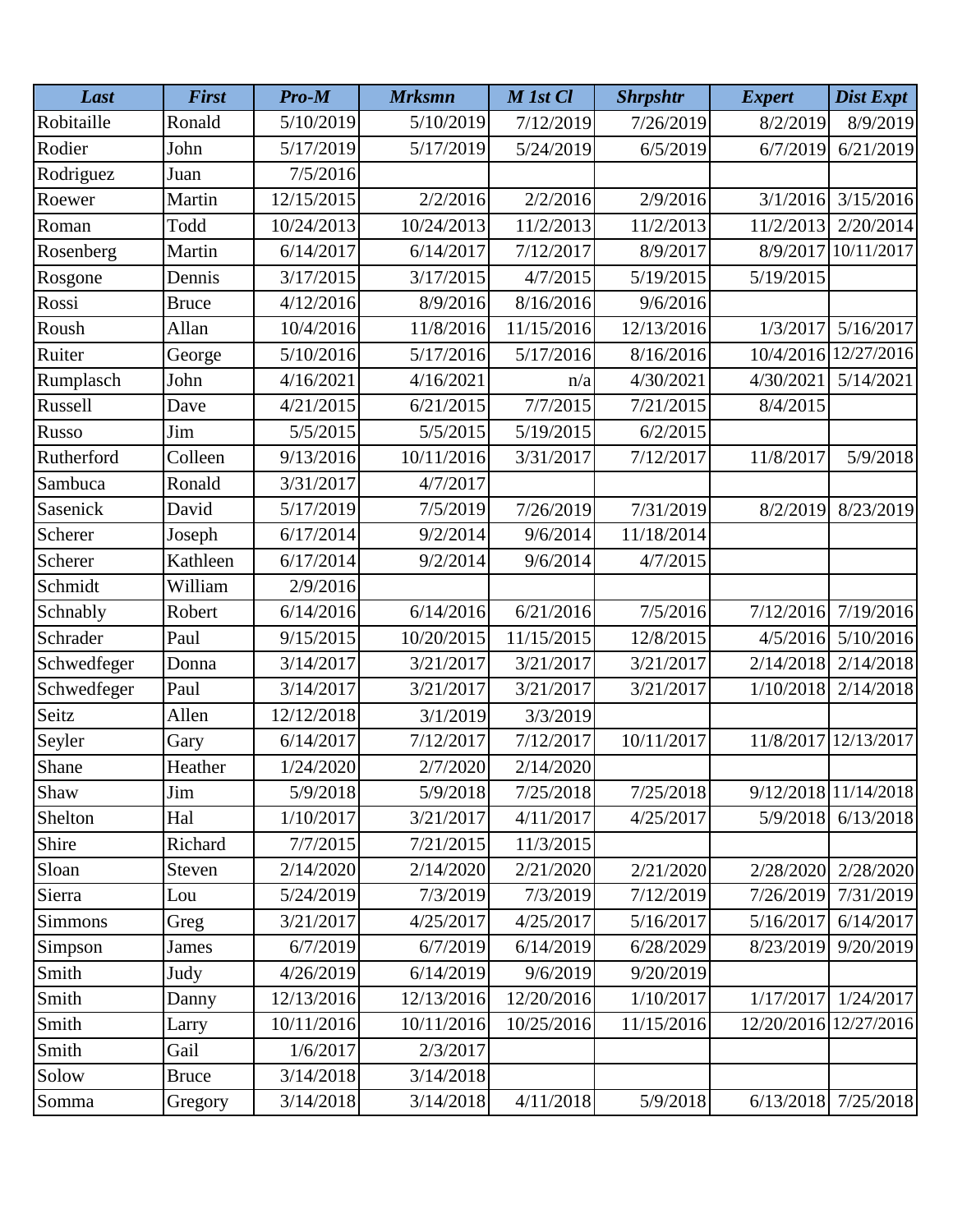| *Last* | *First* | *Pro-M* | *Mrksmn* | *M 1st Cl* | *Shrpshtr* | *Expert* | *Dist Expt* |
|---|---|---|---|---|---|---|---|
| Robitaille | Ronald | 5/10/2019 | 5/10/2019 | 7/12/2019 | 7/26/2019 | 8/2/2019 | 8/9/2019 |
| Rodier | John | 5/17/2019 | 5/17/2019 | 5/24/2019 | 6/5/2019 | 6/7/2019 | 6/21/2019 |
| Rodriguez | Juan | 7/5/2016 | | | | | |
| Roewer | Martin | 12/15/2015 | 2/2/2016 | 2/2/2016 | 2/9/2016 | 3/1/2016 | 3/15/2016 |
| Roman | Todd | 10/24/2013 | 10/24/2013 | 11/2/2013 | 11/2/2013 | 11/2/2013 | 2/20/2014 |
| Rosenberg | Martin | 6/14/2017 | 6/14/2017 | 7/12/2017 | 8/9/2017 | 8/9/2017 | 10/11/2017 |
| Rosgone | Dennis | 3/17/2015 | 3/17/2015 | 4/7/2015 | 5/19/2015 | 5/19/2015 | |
| Rossi | Bruce | 4/12/2016 | 8/9/2016 | 8/16/2016 | 9/6/2016 | | |
| Roush | Allan | 10/4/2016 | 11/8/2016 | 11/15/2016 | 12/13/2016 | 1/3/2017 | 5/16/2017 |
| Ruiter | George | 5/10/2016 | 5/17/2016 | 5/17/2016 | 8/16/2016 | 10/4/2016 | 12/27/2016 |
| Rumplasch | John | 4/16/2021 | 4/16/2021 | n/a | 4/30/2021 | 4/30/2021 | 5/14/2021 |
| Russell | Dave | 4/21/2015 | 6/21/2015 | 7/7/2015 | 7/21/2015 | 8/4/2015 | |
| Russo | Jim | 5/5/2015 | 5/5/2015 | 5/19/2015 | 6/2/2015 | | |
| Rutherford | Colleen | 9/13/2016 | 10/11/2016 | 3/31/2017 | 7/12/2017 | 11/8/2017 | 5/9/2018 |
| Sambuca | Ronald | 3/31/2017 | 4/7/2017 | | | | |
| Sasenick | David | 5/17/2019 | 7/5/2019 | 7/26/2019 | 7/31/2019 | 8/2/2019 | 8/23/2019 |
| Scherer | Joseph | 6/17/2014 | 9/2/2014 | 9/6/2014 | 11/18/2014 | | |
| Scherer | Kathleen | 6/17/2014 | 9/2/2014 | 9/6/2014 | 4/7/2015 | | |
| Schmidt | William | 2/9/2016 | | | | | |
| Schnably | Robert | 6/14/2016 | 6/14/2016 | 6/21/2016 | 7/5/2016 | 7/12/2016 | 7/19/2016 |
| Schrader | Paul | 9/15/2015 | 10/20/2015 | 11/15/2015 | 12/8/2015 | 4/5/2016 | 5/10/2016 |
| Schwedfeger | Donna | 3/14/2017 | 3/21/2017 | 3/21/2017 | 3/21/2017 | 2/14/2018 | 2/14/2018 |
| Schwedfeger | Paul | 3/14/2017 | 3/21/2017 | 3/21/2017 | 3/21/2017 | 1/10/2018 | 2/14/2018 |
| Seitz | Allen | 12/12/2018 | 3/1/2019 | 3/3/2019 | | | |
| Seyler | Gary | 6/14/2017 | 7/12/2017 | 7/12/2017 | 10/11/2017 | 11/8/2017 | 12/13/2017 |
| Shane | Heather | 1/24/2020 | 2/7/2020 | 2/14/2020 | | | |
| Shaw | Jim | 5/9/2018 | 5/9/2018 | 7/25/2018 | 7/25/2018 | 9/12/2018 | 11/14/2018 |
| Shelton | Hal | 1/10/2017 | 3/21/2017 | 4/11/2017 | 4/25/2017 | 5/9/2018 | 6/13/2018 |
| Shire | Richard | 7/7/2015 | 7/21/2015 | 11/3/2015 | | | |
| Sloan | Steven | 2/14/2020 | 2/14/2020 | 2/21/2020 | 2/21/2020 | 2/28/2020 | 2/28/2020 |
| Sierra | Lou | 5/24/2019 | 7/3/2019 | 7/3/2019 | 7/12/2019 | 7/26/2019 | 7/31/2019 |
| Simmons | Greg | 3/21/2017 | 4/25/2017 | 4/25/2017 | 5/16/2017 | 5/16/2017 | 6/14/2017 |
| Simpson | James | 6/7/2019 | 6/7/2019 | 6/14/2019 | 6/28/2029 | 8/23/2019 | 9/20/2019 |
| Smith | Judy | 4/26/2019 | 6/14/2019 | 9/6/2019 | 9/20/2019 | | |
| Smith | Danny | 12/13/2016 | 12/13/2016 | 12/20/2016 | 1/10/2017 | 1/17/2017 | 1/24/2017 |
| Smith | Larry | 10/11/2016 | 10/11/2016 | 10/25/2016 | 11/15/2016 | 12/20/2016 | 12/27/2016 |
| Smith | Gail | 1/6/2017 | 2/3/2017 | | | | |
| Solow | Bruce | 3/14/2018 | 3/14/2018 | | | | |
| Somma | Gregory | 3/14/2018 | 3/14/2018 | 4/11/2018 | 5/9/2018 | 6/13/2018 | 7/25/2018 |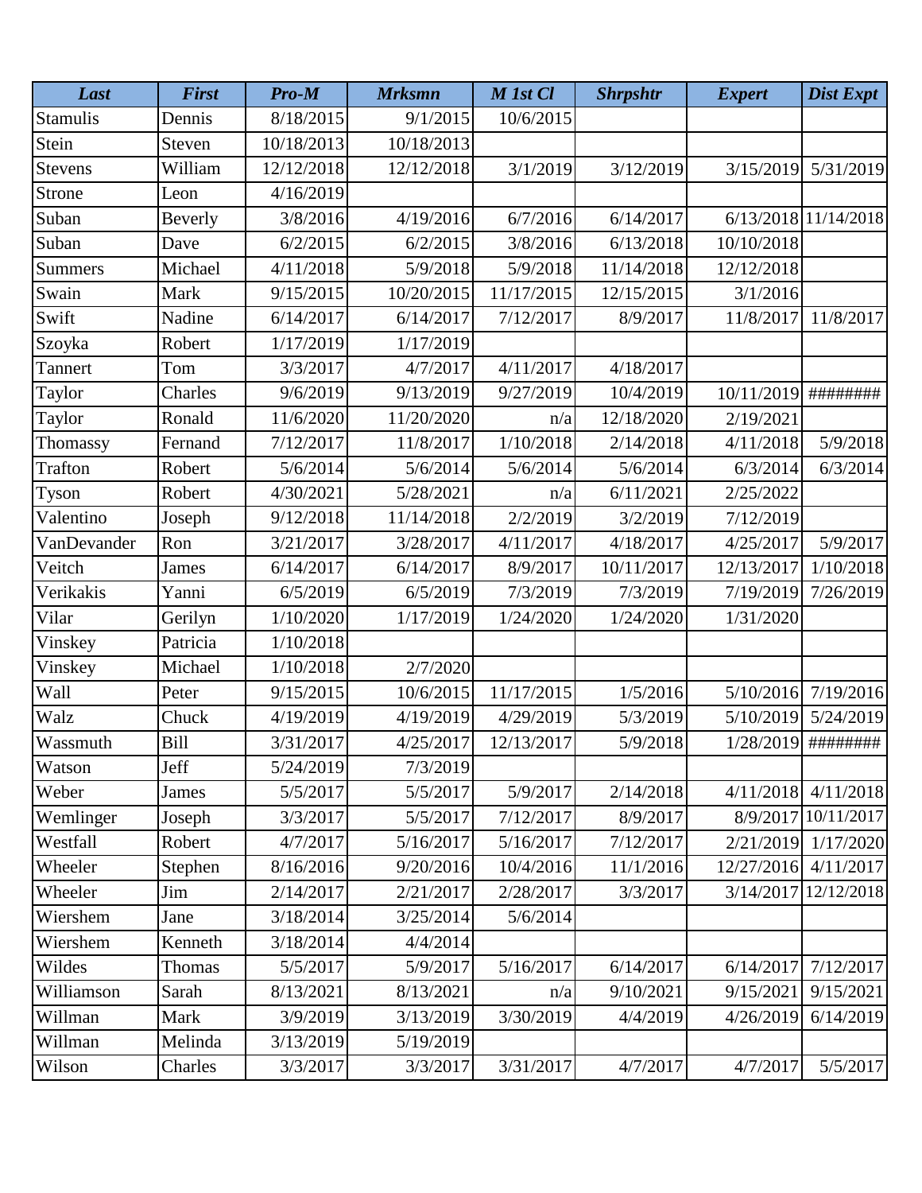| *Last* | *First* | *Pro-M* | *Mrksmn* | *M 1st Cl* | *Shrpshtr* | *Expert* | *Dist Expt* |
|---|---|---|---|---|---|---|---|
| Stamulis | Dennis | 8/18/2015 | 9/1/2015 | 10/6/2015 | | | |
| Stein | Steven | 10/18/2013 | 10/18/2013 | | | | |
| Stevens | William | 12/12/2018 | 12/12/2018 | 3/1/2019 | 3/12/2019 | 3/15/2019 | 5/31/2019 |
| Strone | Leon | 4/16/2019 | | | | | |
| Suban | Beverly | 3/8/2016 | 4/19/2016 | 6/7/2016 | 6/14/2017 | 6/13/2018 | 11/14/2018 |
| Suban | Dave | 6/2/2015 | 6/2/2015 | 3/8/2016 | 6/13/2018 | 10/10/2018 | |
| Summers | Michael | 4/11/2018 | 5/9/2018 | 5/9/2018 | 11/14/2018 | 12/12/2018 | |
| Swain | Mark | 9/15/2015 | 10/20/2015 | 11/17/2015 | 12/15/2015 | 3/1/2016 | |
| Swift | Nadine | 6/14/2017 | 6/14/2017 | 7/12/2017 | 8/9/2017 | 11/8/2017 | 11/8/2017 |
| Szoyka | Robert | 1/17/2019 | 1/17/2019 | | | | |
| Tannert | Tom | 3/3/2017 | 4/7/2017 | 4/11/2017 | 4/18/2017 | | |
| Taylor | Charles | 9/6/2019 | 9/13/2019 | 9/27/2019 | 10/4/2019 | 10/11/2019 | ######## |
| Taylor | Ronald | 11/6/2020 | 11/20/2020 | n/a | 12/18/2020 | 2/19/2021 | |
| Thomassy | Fernand | 7/12/2017 | 11/8/2017 | 1/10/2018 | 2/14/2018 | 4/11/2018 | 5/9/2018 |
| Trafton | Robert | 5/6/2014 | 5/6/2014 | 5/6/2014 | 5/6/2014 | 6/3/2014 | 6/3/2014 |
| Tyson | Robert | 4/30/2021 | 5/28/2021 | n/a | 6/11/2021 | 2/25/2022 | |
| Valentino | Joseph | 9/12/2018 | 11/14/2018 | 2/2/2019 | 3/2/2019 | 7/12/2019 | |
| VanDevander | Ron | 3/21/2017 | 3/28/2017 | 4/11/2017 | 4/18/2017 | 4/25/2017 | 5/9/2017 |
| Veitch | James | 6/14/2017 | 6/14/2017 | 8/9/2017 | 10/11/2017 | 12/13/2017 | 1/10/2018 |
| Verikakis | Yanni | 6/5/2019 | 6/5/2019 | 7/3/2019 | 7/3/2019 | 7/19/2019 | 7/26/2019 |
| Vilar | Gerilyn | 1/10/2020 | 1/17/2019 | 1/24/2020 | 1/24/2020 | 1/31/2020 | |
| Vinskey | Patricia | 1/10/2018 | | | | | |
| Vinskey | Michael | 1/10/2018 | 2/7/2020 | | | | |
| Wall | Peter | 9/15/2015 | 10/6/2015 | 11/17/2015 | 1/5/2016 | 5/10/2016 | 7/19/2016 |
| Walz | Chuck | 4/19/2019 | 4/19/2019 | 4/29/2019 | 5/3/2019 | 5/10/2019 | 5/24/2019 |
| Wassmuth | Bill | 3/31/2017 | 4/25/2017 | 12/13/2017 | 5/9/2018 | 1/28/2019 | ######## |
| Watson | Jeff | 5/24/2019 | 7/3/2019 | | | | |
| Weber | James | 5/5/2017 | 5/5/2017 | 5/9/2017 | 2/14/2018 | 4/11/2018 | 4/11/2018 |
| Wemlinger | Joseph | 3/3/2017 | 5/5/2017 | 7/12/2017 | 8/9/2017 | 8/9/2017 | 10/11/2017 |
| Westfall | Robert | 4/7/2017 | 5/16/2017 | 5/16/2017 | 7/12/2017 | 2/21/2019 | 1/17/2020 |
| Wheeler | Stephen | 8/16/2016 | 9/20/2016 | 10/4/2016 | 11/1/2016 | 12/27/2016 | 4/11/2017 |
| Wheeler | Jim | 2/14/2017 | 2/21/2017 | 2/28/2017 | 3/3/2017 | 3/14/2017 | 12/12/2018 |
| Wiershem | Jane | 3/18/2014 | 3/25/2014 | 5/6/2014 | | | |
| Wiershem | Kenneth | 3/18/2014 | 4/4/2014 | | | | |
| Wildes | Thomas | 5/5/2017 | 5/9/2017 | 5/16/2017 | 6/14/2017 | 6/14/2017 | 7/12/2017 |
| Williamson | Sarah | 8/13/2021 | 8/13/2021 | n/a | 9/10/2021 | 9/15/2021 | 9/15/2021 |
| Willman | Mark | 3/9/2019 | 3/13/2019 | 3/30/2019 | 4/4/2019 | 4/26/2019 | 6/14/2019 |
| Willman | Melinda | 3/13/2019 | 5/19/2019 | | | | |
| Wilson | Charles | 3/3/2017 | 3/3/2017 | 3/31/2017 | 4/7/2017 | 4/7/2017 | 5/5/2017 |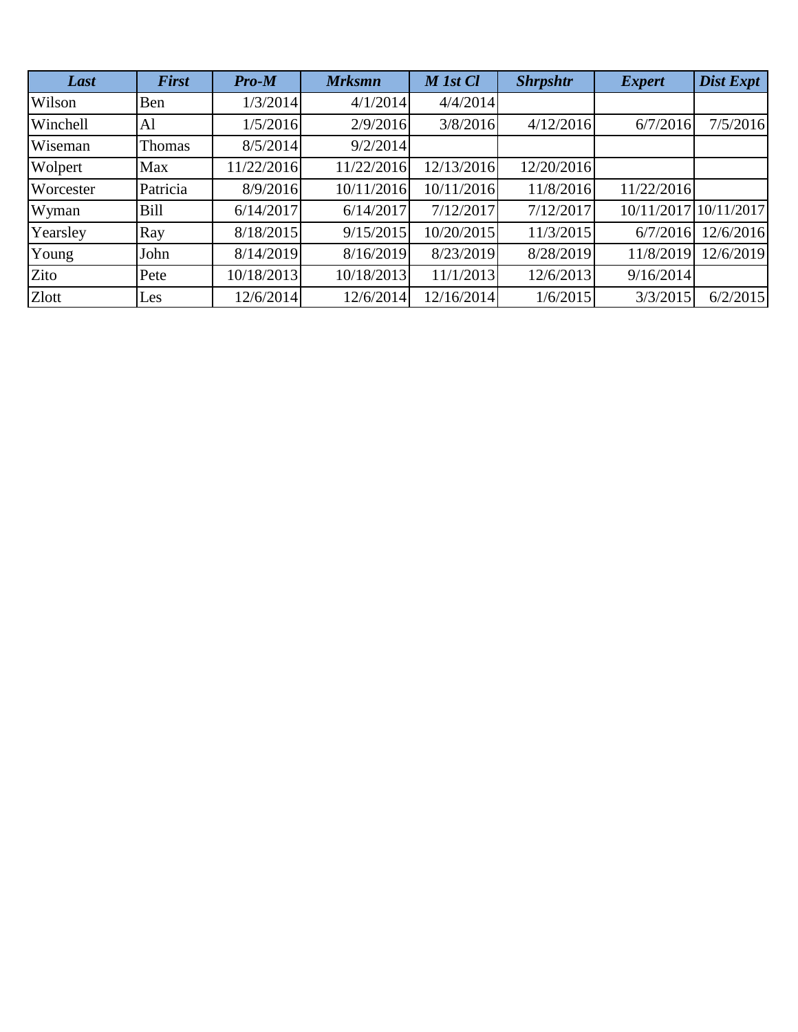| *Last* | *First* | *Pro-M* | *Mrksmn* | *M 1st Cl* | *Shrpshtr* | *Expert* | *Dist Expt* |
|---|---|---|---|---|---|---|---|
| Wilson | Ben | 1/3/2014 | 4/1/2014 | 4/4/2014 | | | |
| Winchell | Al | 1/5/2016 | 2/9/2016 | 3/8/2016 | 4/12/2016 | 6/7/2016 | 7/5/2016 |
| Wiseman | Thomas | 8/5/2014 | 9/2/2014 | | | | |
| Wolpert | Max | 11/22/2016 | 11/22/2016 | 12/13/2016 | 12/20/2016 | | |
| Worcester | Patricia | 8/9/2016 | 10/11/2016 | 10/11/2016 | 11/8/2016 | 11/22/2016 | |
| Wyman | Bill | 6/14/2017 | 6/14/2017 | 7/12/2017 | 7/12/2017 | 10/11/2017 | 10/11/2017 |
| Yearsley | Ray | 8/18/2015 | 9/15/2015 | 10/20/2015 | 11/3/2015 | 6/7/2016 | 12/6/2016 |
| Young | John | 8/14/2019 | 8/16/2019 | 8/23/2019 | 8/28/2019 | 11/8/2019 | 12/6/2019 |
| Zito | Pete | 10/18/2013 | 10/18/2013 | 11/1/2013 | 12/6/2013 | 9/16/2014 | |
| Zlott | Les | 12/6/2014 | 12/6/2014 | 12/16/2014 | 1/6/2015 | 3/3/2015 | 6/2/2015 |